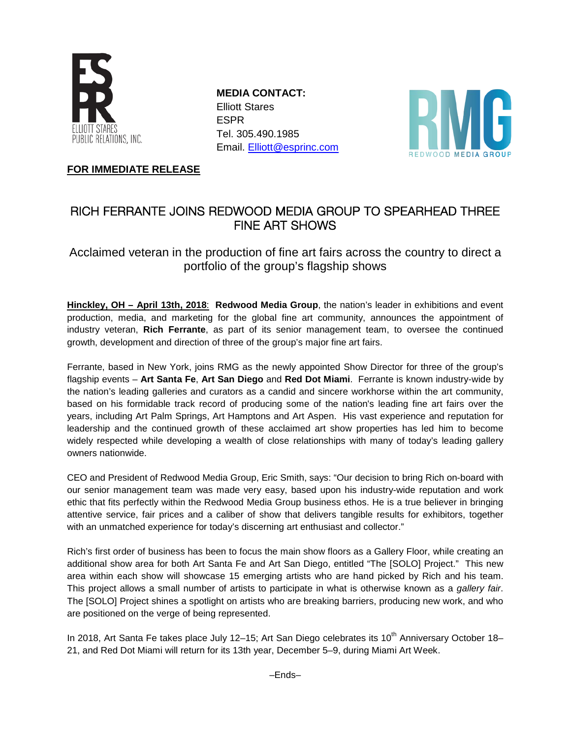ELLIOTT STARES PUBLIC RELATIONS, INC.

**MEDIA CONTACT:**
Elliott Stares
ESPR
Tel. 305.490.1985
Email. Elliott@esprinc.com

REDWOOD MEDIA GROUP

**FOR IMMEDIATE RELEASE**

# RICH FERRANTE JOINS REDWOOD MEDIA GROUP TO SPEARHEAD THREE FINE ART SHOWS

## Acclaimed veteran in the production of fine art fairs across the country to direct a portfolio of the group's flagship shows

**Hinckley, OH – April 13th, 2018**: **Redwood Media Group**, the nation's leader in exhibitions and event production, media, and marketing for the global fine art community, announces the appointment of industry veteran, **Rich Ferrante**, as part of its senior management team, to oversee the continued growth, development and direction of three of the group's major fine art fairs.

Ferrante, based in New York, joins RMG as the newly appointed Show Director for three of the group's flagship events – **Art Santa Fe**, **Art San Diego** and **Red Dot Miami**. Ferrante is known industry-wide by the nation's leading galleries and curators as a candid and sincere workhorse within the art community, based on his formidable track record of producing some of the nation's leading fine art fairs over the years, including Art Palm Springs, Art Hamptons and Art Aspen. His vast experience and reputation for leadership and the continued growth of these acclaimed art show properties has led him to become widely respected while developing a wealth of close relationships with many of today's leading gallery owners nationwide.

CEO and President of Redwood Media Group, Eric Smith, says: "Our decision to bring Rich on-board with our senior management team was made very easy, based upon his industry-wide reputation and work ethic that fits perfectly within the Redwood Media Group business ethos. He is a true believer in bringing attentive service, fair prices and a caliber of show that delivers tangible results for exhibitors, together with an unmatched experience for today's discerning art enthusiast and collector."

Rich's first order of business has been to focus the main show floors as a Gallery Floor, while creating an additional show area for both Art Santa Fe and Art San Diego, entitled "The [SOLO] Project." This new area within each show will showcase 15 emerging artists who are hand picked by Rich and his team. This project allows a small number of artists to participate in what is otherwise known as a *gallery fair*. The [SOLO] Project shines a spotlight on artists who are breaking barriers, producing new work, and who are positioned on the verge of being represented.

In 2018, Art Santa Fe takes place July 12–15; Art San Diego celebrates its 10th Anniversary October 18–21, and Red Dot Miami will return for its 13th year, December 5–9, during Miami Art Week.

–Ends–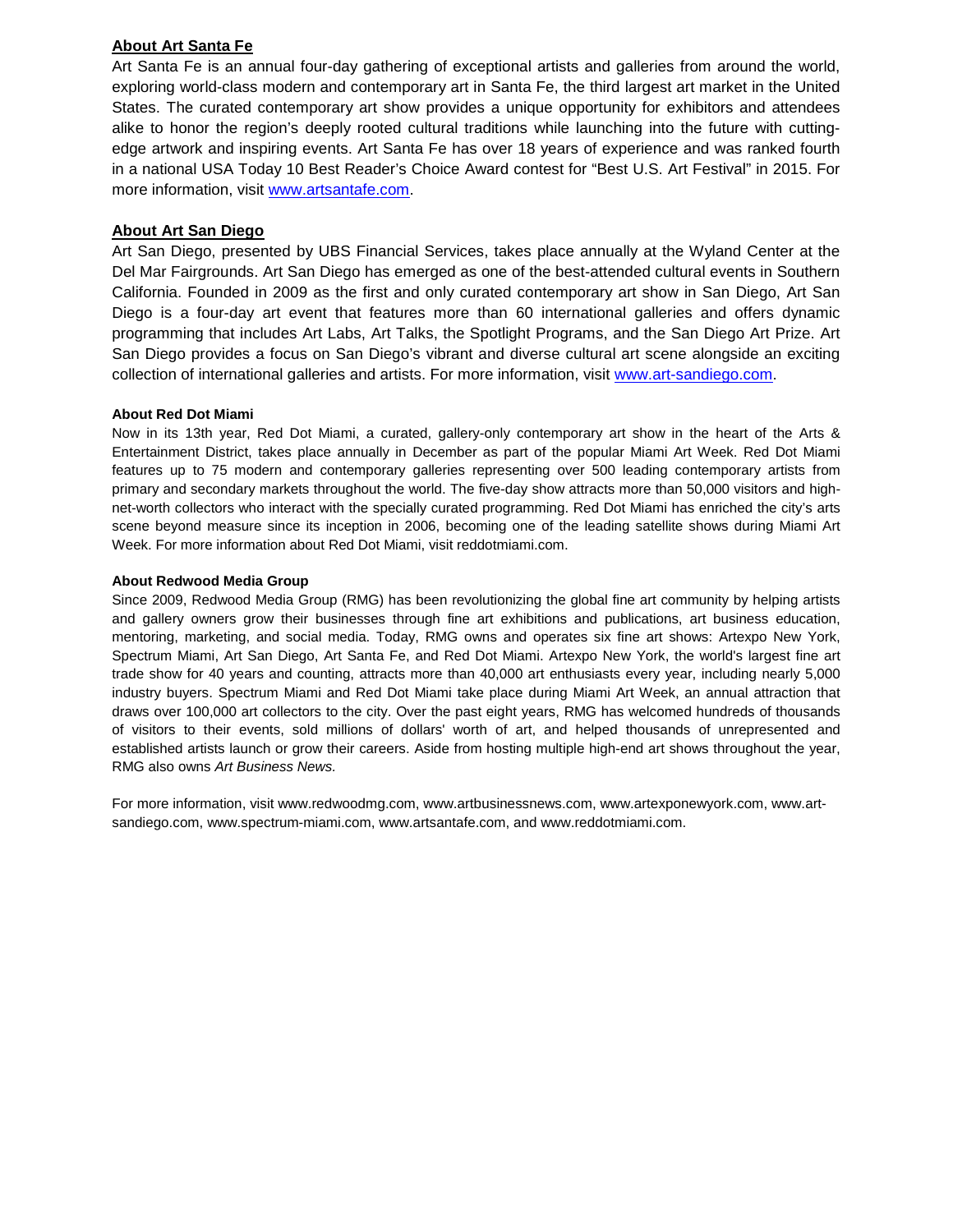## About Art Santa Fe

Art Santa Fe is an annual four-day gathering of exceptional artists and galleries from around the world, exploring world-class modern and contemporary art in Santa Fe, the third largest art market in the United States. The curated contemporary art show provides a unique opportunity for exhibitors and attendees alike to honor the region's deeply rooted cultural traditions while launching into the future with cutting-edge artwork and inspiring events. Art Santa Fe has over 18 years of experience and was ranked fourth in a national USA Today 10 Best Reader's Choice Award contest for "Best U.S. Art Festival" in 2015. For more information, visit www.artsantafe.com.

## About Art San Diego

Art San Diego, presented by UBS Financial Services, takes place annually at the Wyland Center at the Del Mar Fairgrounds. Art San Diego has emerged as one of the best-attended cultural events in Southern California. Founded in 2009 as the first and only curated contemporary art show in San Diego, Art San Diego is a four-day art event that features more than 60 international galleries and offers dynamic programming that includes Art Labs, Art Talks, the Spotlight Programs, and the San Diego Art Prize. Art San Diego provides a focus on San Diego's vibrant and diverse cultural art scene alongside an exciting collection of international galleries and artists. For more information, visit www.art-sandiego.com.

### About Red Dot Miami

Now in its 13th year, Red Dot Miami, a curated, gallery-only contemporary art show in the heart of the Arts & Entertainment District, takes place annually in December as part of the popular Miami Art Week. Red Dot Miami features up to 75 modern and contemporary galleries representing over 500 leading contemporary artists from primary and secondary markets throughout the world. The five-day show attracts more than 50,000 visitors and high-net-worth collectors who interact with the specially curated programming. Red Dot Miami has enriched the city's arts scene beyond measure since its inception in 2006, becoming one of the leading satellite shows during Miami Art Week. For more information about Red Dot Miami, visit reddotmiami.com.

### About Redwood Media Group

Since 2009, Redwood Media Group (RMG) has been revolutionizing the global fine art community by helping artists and gallery owners grow their businesses through fine art exhibitions and publications, art business education, mentoring, marketing, and social media. Today, RMG owns and operates six fine art shows: Artexpo New York, Spectrum Miami, Art San Diego, Art Santa Fe, and Red Dot Miami. Artexpo New York, the world's largest fine art trade show for 40 years and counting, attracts more than 40,000 art enthusiasts every year, including nearly 5,000 industry buyers. Spectrum Miami and Red Dot Miami take place during Miami Art Week, an annual attraction that draws over 100,000 art collectors to the city. Over the past eight years, RMG has welcomed hundreds of thousands of visitors to their events, sold millions of dollars' worth of art, and helped thousands of unrepresented and established artists launch or grow their careers. Aside from hosting multiple high-end art shows throughout the year, RMG also owns *Art Business News.*

For more information, visit www.redwoodmg.com, www.artbusinessnews.com, www.artexponewyork.com, www.art-sandiego.com, www.spectrum-miami.com, www.artsantafe.com, and www.reddotmiami.com.